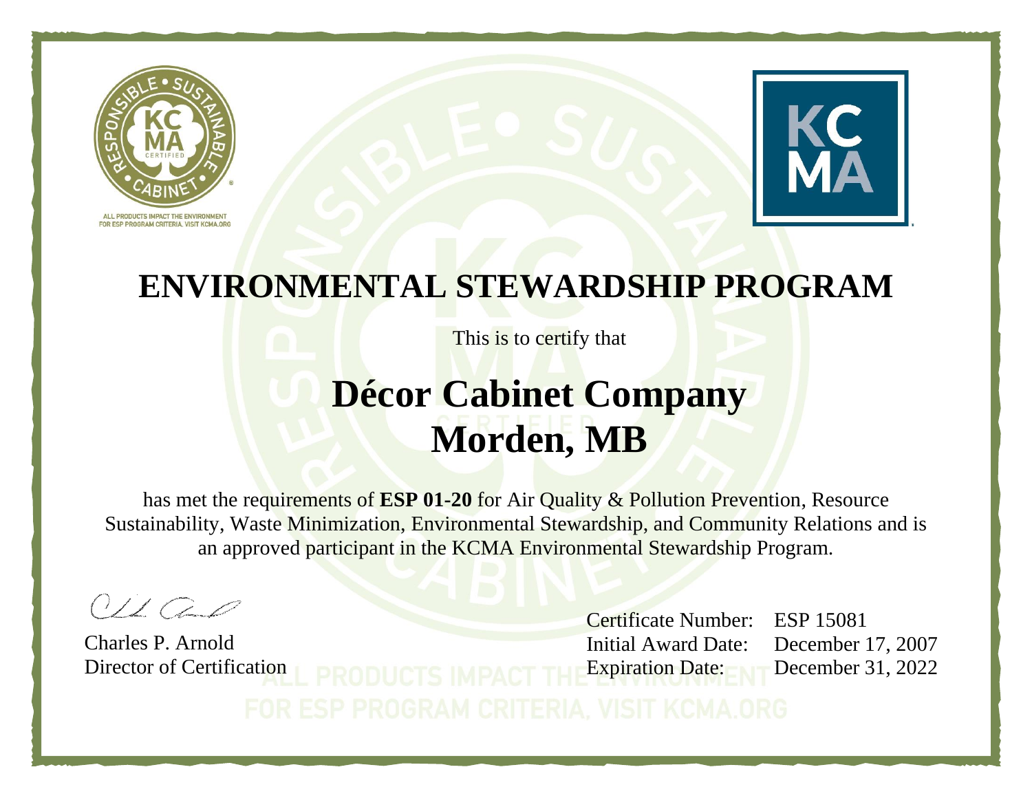ALL PRODUCTS IMPACT THE ENVIRONMENT
FOR ESP PROGRAM CRITERIA, VISIT KCMA.ORG

# ENVIRONMENTAL STEWARDSHIP PROGRAM

This is to certify that

## Décor Cabinet Company
## Morden, MB

has met the requirements of **ESP 01-20** for Air Quality & Pollution Prevention, Resource Sustainability, Waste Minimization, Environmental Stewardship, and Community Relations and is an approved participant in the KCMA Environmental Stewardship Program.

Charles P. Arnold
Director of Certification

Certificate Number: ESP 15081
Initial Award Date: December 17, 2007
Expiration Date: December 31, 2022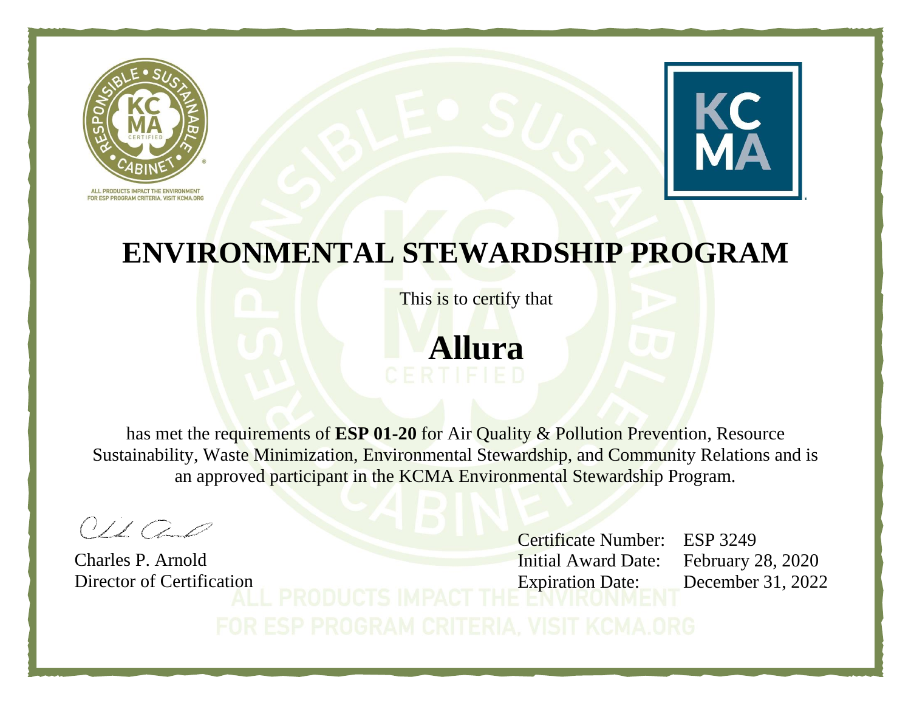ALL PRODUCTS IMPACT THE ENVIRONMENT
FOR ESP PROGRAM CRITERIA, VISIT KCMA.ORG

# ENVIRONMENTAL STEWARDSHIP PROGRAM

This is to certify that

## Allura

has met the requirements of **ESP 01-20** for Air Quality & Pollution Prevention, Resource Sustainability, Waste Minimization, Environmental Stewardship, and Community Relations and is an approved participant in the KCMA Environmental Stewardship Program.

Charles P. Arnold
Director of Certification

Certificate Number: ESP 3249
Initial Award Date: February 28, 2020
Expiration Date: December 31, 2022

ALL PRODUCTS IMPACT THE ENVIRONMENT
FOR ESP PROGRAM CRITERIA, VISIT KCMA.ORG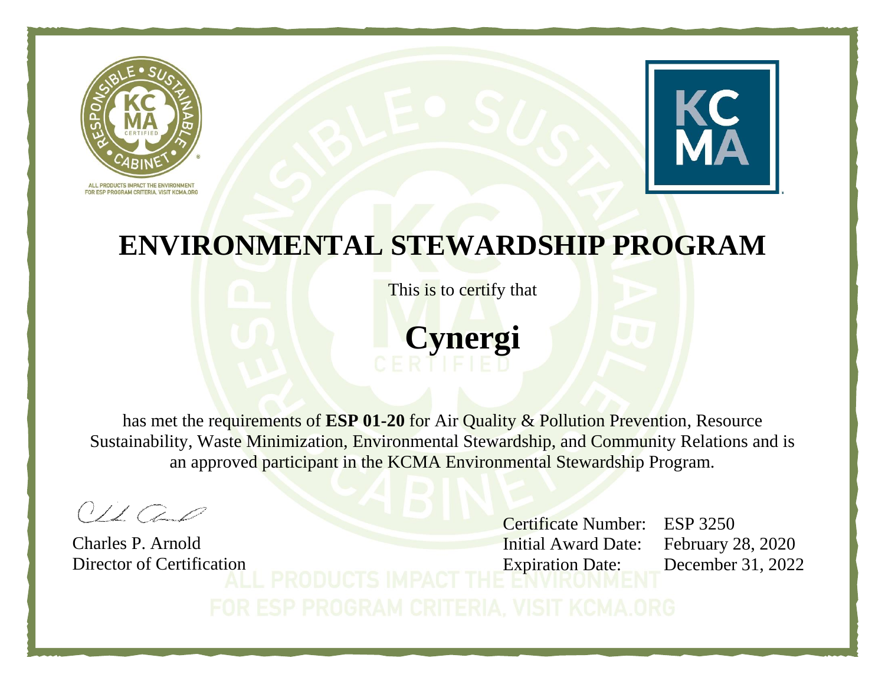ALL PRODUCTS IMPACT THE ENVIRONMENT
FOR ESP PROGRAM CRITERIA, VISIT KCMA.ORG

# ENVIRONMENTAL STEWARDSHIP PROGRAM

This is to certify that

## Cynergi

has met the requirements of **ESP 01-20** for Air Quality & Pollution Prevention, Resource Sustainability, Waste Minimization, Environmental Stewardship, and Community Relations and is an approved participant in the KCMA Environmental Stewardship Program.

Charles P. Arnold
Director of Certification

Certificate Number: ESP 3250
Initial Award Date: February 28, 2020
Expiration Date: December 31, 2022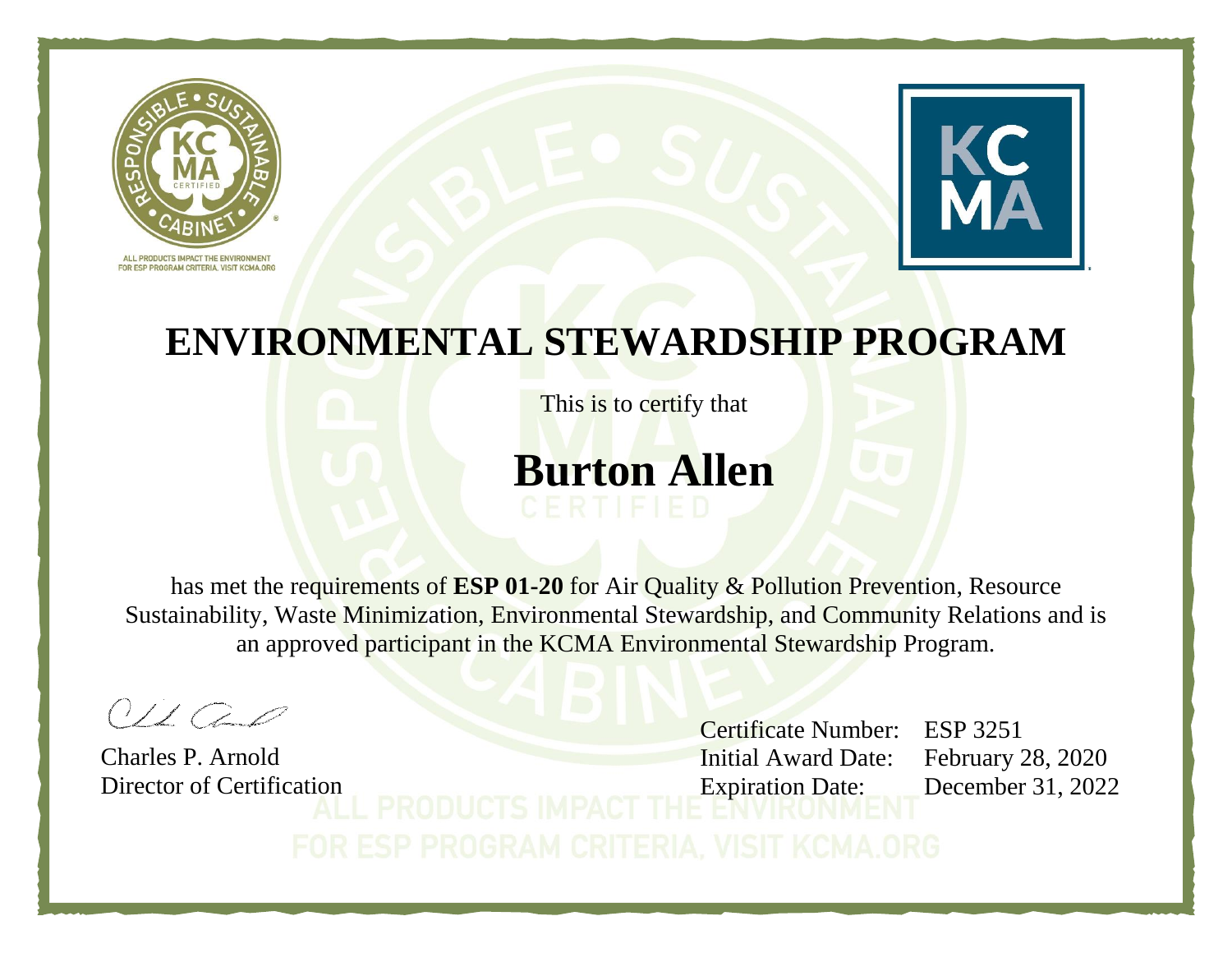# ENVIRONMENTAL STEWARDSHIP PROGRAM

This is to certify that

## Burton Allen

has met the requirements of **ESP 01-20** for Air Quality & Pollution Prevention, Resource Sustainability, Waste Minimization, Environmental Stewardship, and Community Relations and is an approved participant in the KCMA Environmental Stewardship Program.

Charles P. Arnold
Director of Certification

Certificate Number: ESP 3251
Initial Award Date: February 28, 2020
Expiration Date: December 31, 2022

ALL PRODUCTS IMPACT THE ENVIRONMENT
FOR ESP PROGRAM CRITERIA, VISIT KCMA.ORG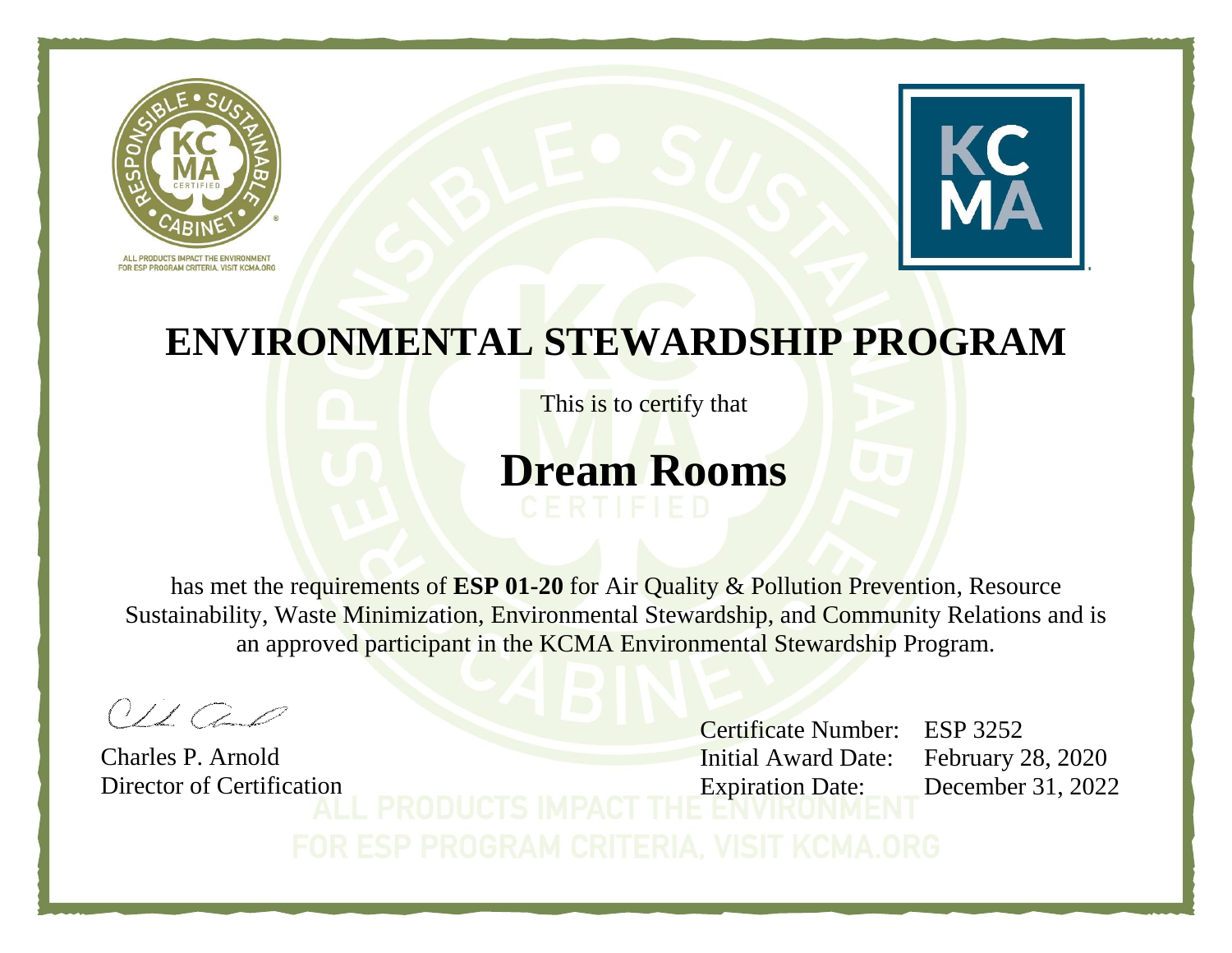ALL PRODUCTS IMPACT THE ENVIRONMENT
FOR ESP PROGRAM CRITERIA, VISIT KCMA.ORG

# ENVIRONMENTAL STEWARDSHIP PROGRAM

This is to certify that

## Dream Rooms

has met the requirements of **ESP 01-20** for Air Quality & Pollution Prevention, Resource Sustainability, Waste Minimization, Environmental Stewardship, and Community Relations and is an approved participant in the KCMA Environmental Stewardship Program.

Charles P. Arnold
Director of Certification

Certificate Number: ESP 3252
Initial Award Date: February 28, 2020
Expiration Date: December 31, 2022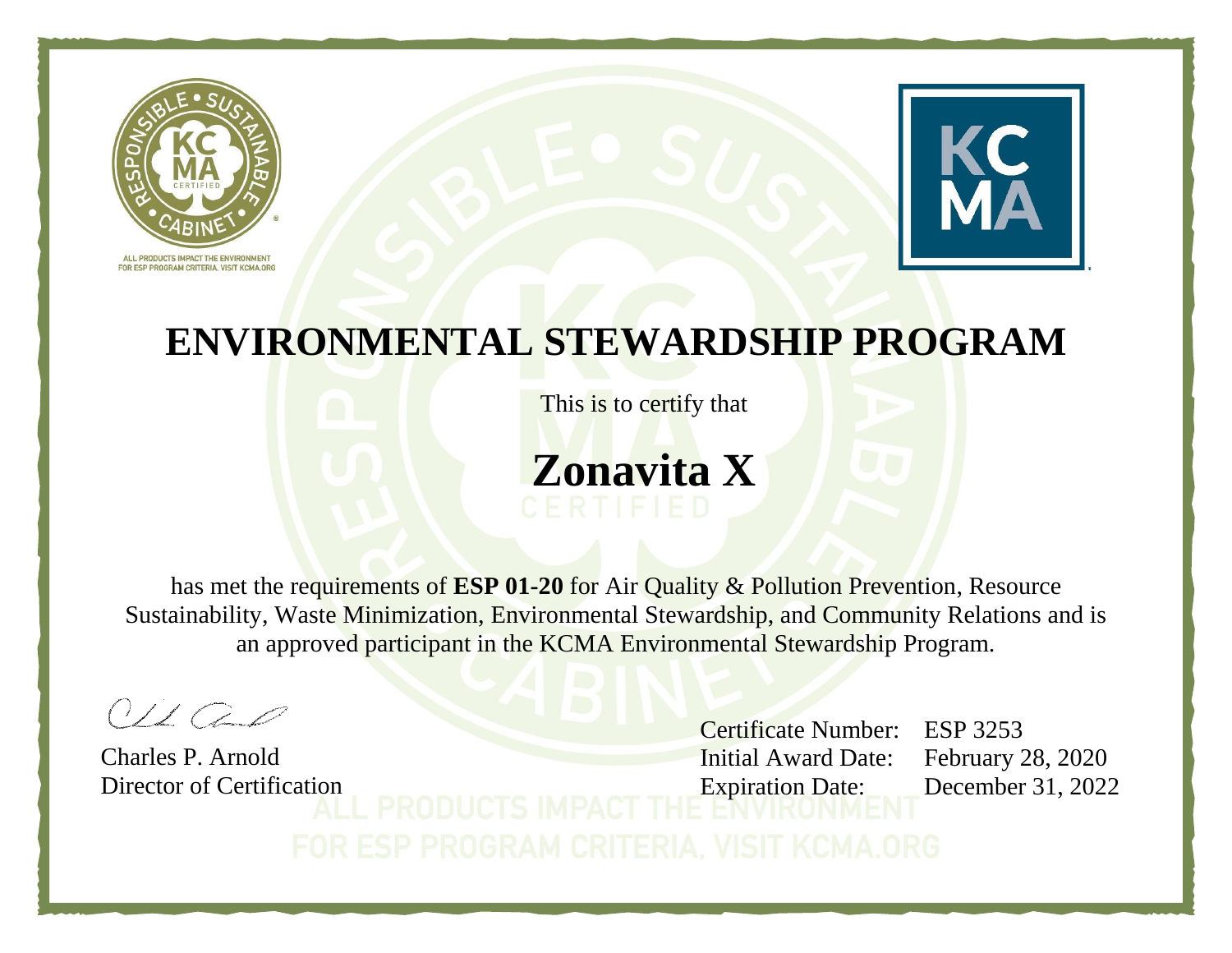ALL PRODUCTS IMPACT THE ENVIRONMENT
FOR ESP PROGRAM CRITERIA, VISIT KCMA.ORG

# ENVIRONMENTAL STEWARDSHIP PROGRAM

This is to certify that

## Zonavita X

has met the requirements of **ESP 01-20** for Air Quality & Pollution Prevention, Resource Sustainability, Waste Minimization, Environmental Stewardship, and Community Relations and is an approved participant in the KCMA Environmental Stewardship Program.

Charles P. Arnold
Director of Certification

Certificate Number: ESP 3253
Initial Award Date: February 28, 2020
Expiration Date: December 31, 2022

ALL PRODUCTS IMPACT THE ENVIRONMENT
FOR ESP PROGRAM CRITERIA, VISIT KCMA.ORG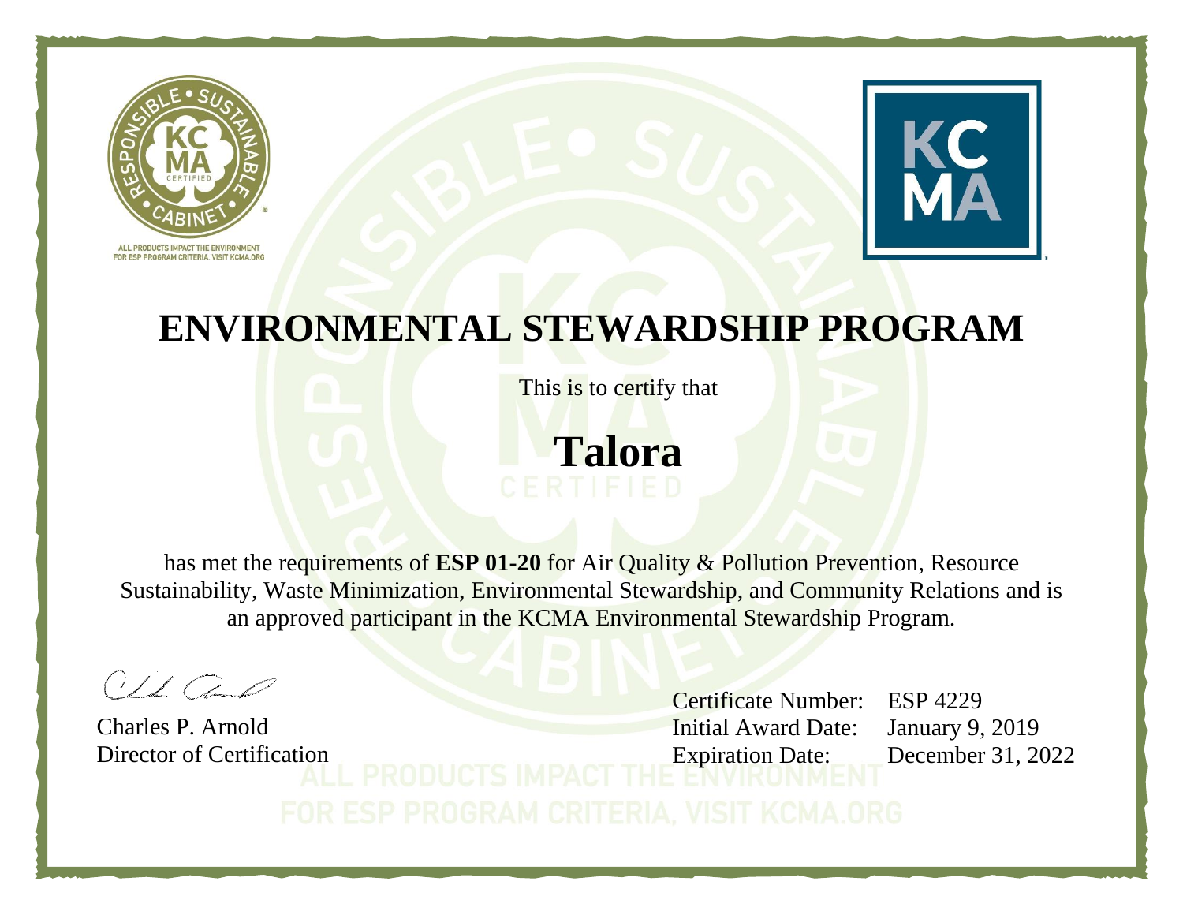# ENVIRONMENTAL STEWARDSHIP PROGRAM

This is to certify that

## Talora

has met the requirements of **ESP 01-20** for Air Quality & Pollution Prevention, Resource Sustainability, Waste Minimization, Environmental Stewardship, and Community Relations and is an approved participant in the KCMA Environmental Stewardship Program.

Charles P. Arnold
Director of Certification

Certificate Number: ESP 4229
Initial Award Date: January 9, 2019
Expiration Date: December 31, 2022

ALL PRODUCTS IMPACT THE ENVIRONMENT
FOR ESP PROGRAM CRITERIA, VISIT KCMA.ORG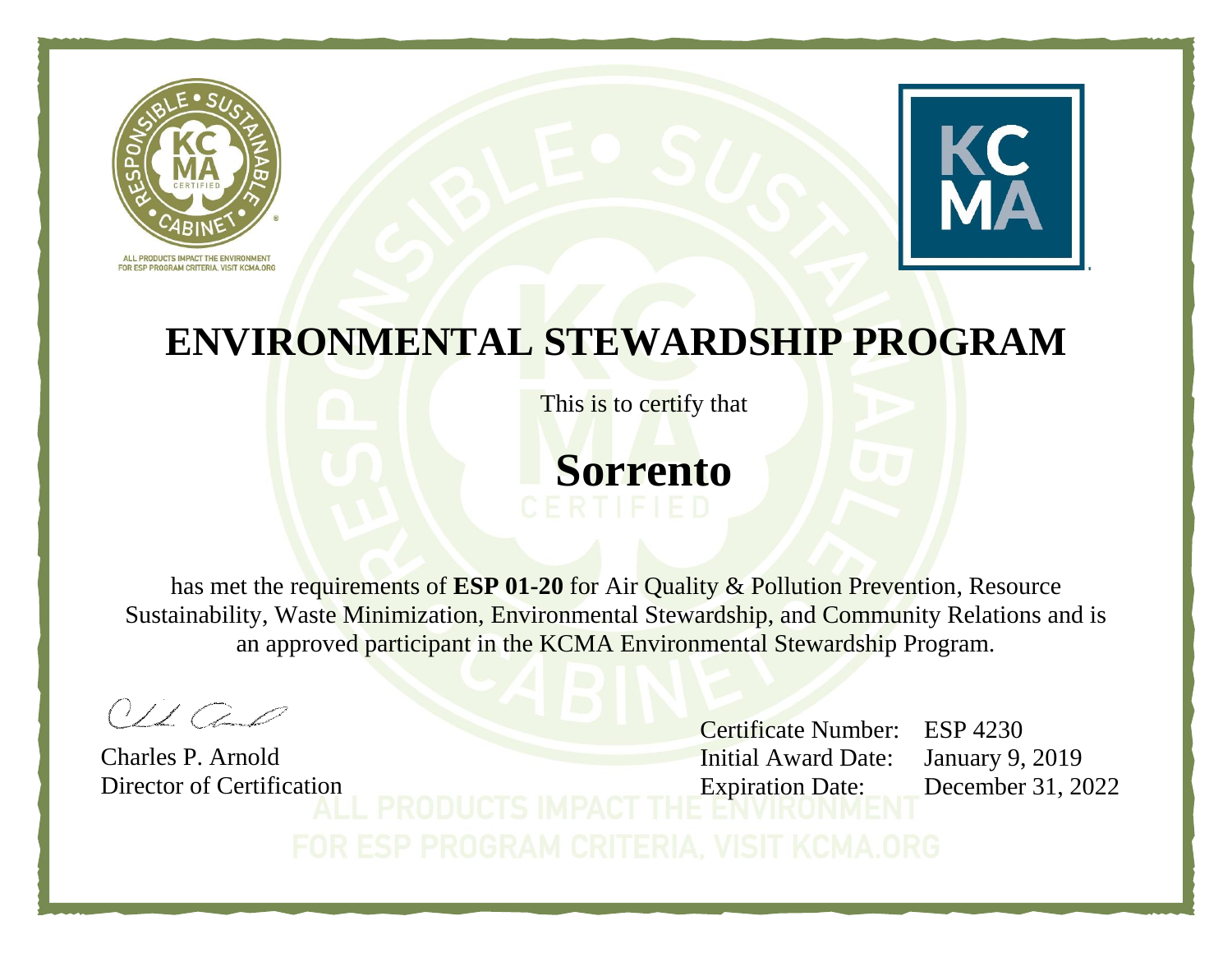ALL PRODUCTS IMPACT THE ENVIRONMENT
FOR ESP PROGRAM CRITERIA, VISIT KCMA.ORG

# ENVIRONMENTAL STEWARDSHIP PROGRAM

This is to certify that

## Sorrento

has met the requirements of **ESP 01-20** for Air Quality & Pollution Prevention, Resource Sustainability, Waste Minimization, Environmental Stewardship, and Community Relations and is an approved participant in the KCMA Environmental Stewardship Program.

Charles P. Arnold
Director of Certification

Certificate Number: ESP 4230
Initial Award Date: January 9, 2019
Expiration Date: December 31, 2022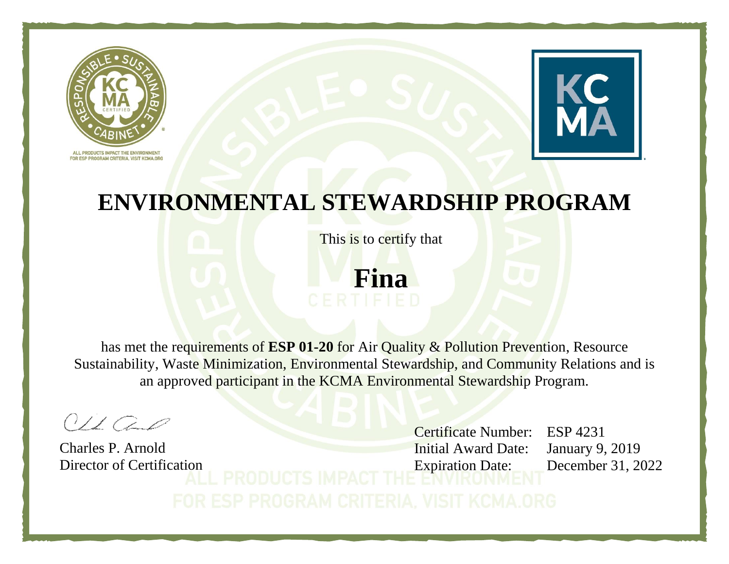ALL PRODUCTS IMPACT THE ENVIRONMENT
FOR ESP PROGRAM CRITERIA, VISIT KCMA.ORG

# ENVIRONMENTAL STEWARDSHIP PROGRAM

This is to certify that

## Fina

has met the requirements of **ESP 01-20** for Air Quality & Pollution Prevention, Resource Sustainability, Waste Minimization, Environmental Stewardship, and Community Relations and is an approved participant in the KCMA Environmental Stewardship Program.

Charles P. Arnold
Director of Certification

Certificate Number: ESP 4231
Initial Award Date: January 9, 2019
Expiration Date: December 31, 2022

ALL PRODUCTS IMPACT THE ENVIRONMENT
FOR ESP PROGRAM CRITERIA, VISIT KCMA.ORG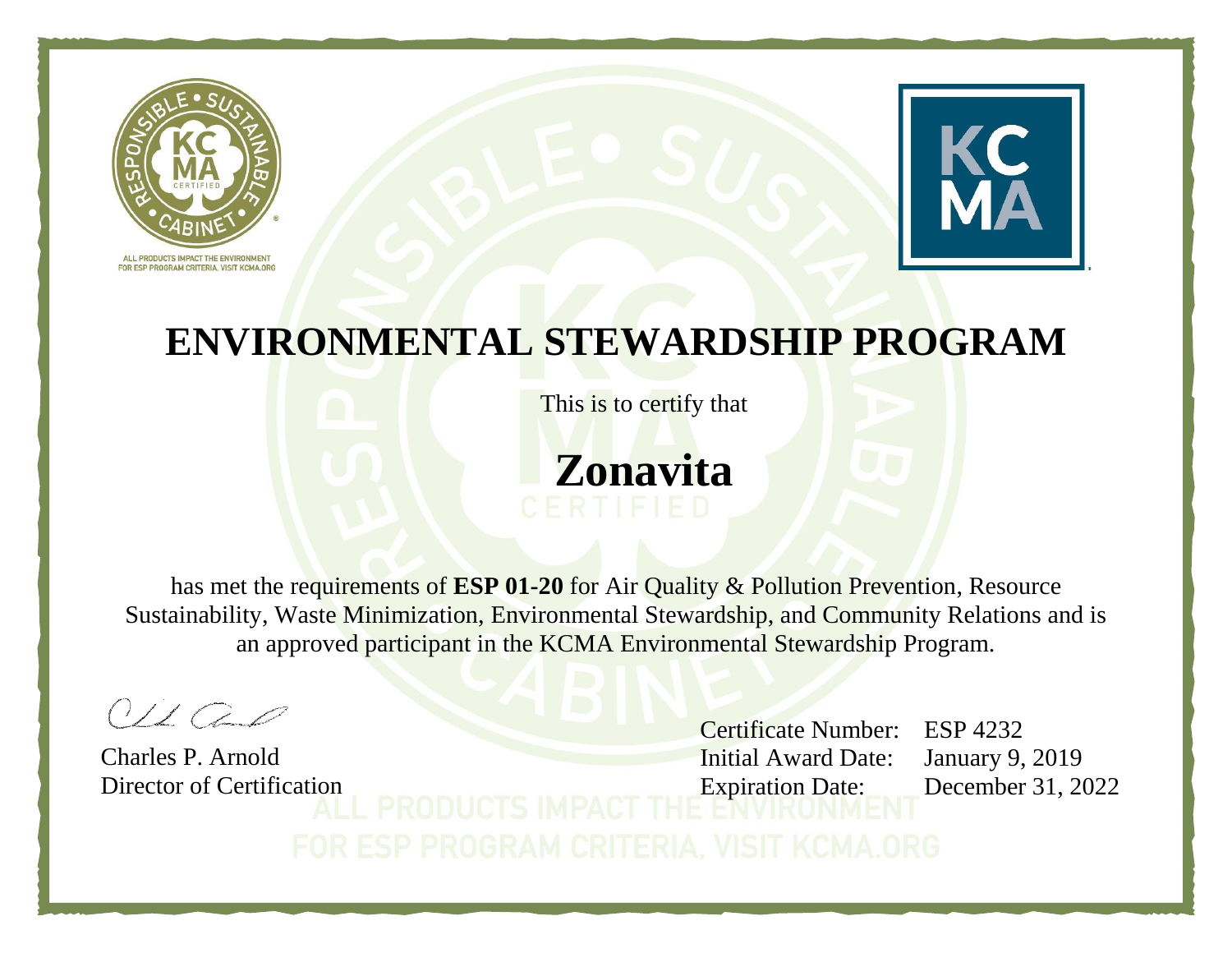ALL PRODUCTS IMPACT THE ENVIRONMENT
FOR ESP PROGRAM CRITERIA, VISIT KCMA.ORG

# ENVIRONMENTAL STEWARDSHIP PROGRAM

This is to certify that

## Zonavita

has met the requirements of **ESP 01-20** for Air Quality & Pollution Prevention, Resource Sustainability, Waste Minimization, Environmental Stewardship, and Community Relations and is an approved participant in the KCMA Environmental Stewardship Program.

Charles P. Arnold
Director of Certification

| | |
|---|---|
| Certificate Number: | ESP 4232 |
| Initial Award Date: | January 9, 2019 |
| Expiration Date: | December 31, 2022 |